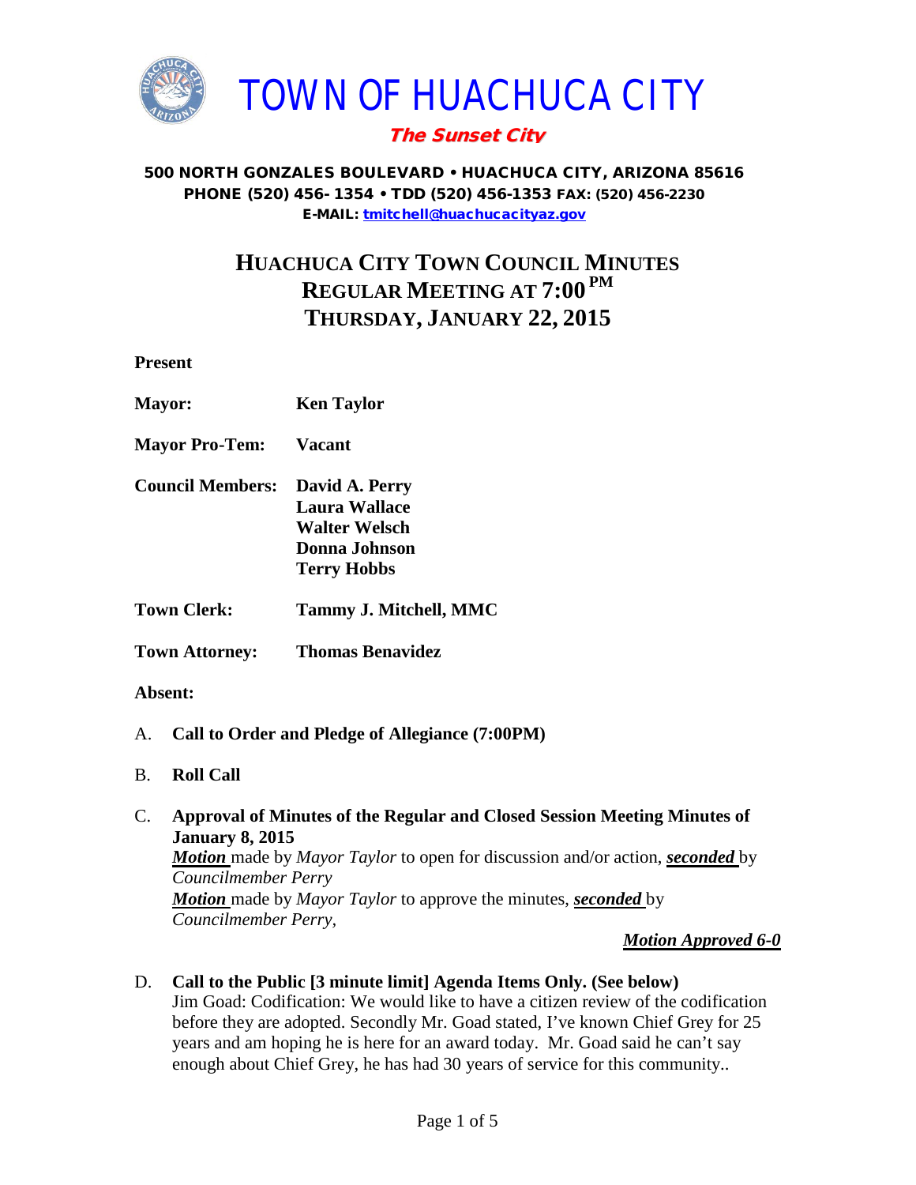# TOWN OF HUACHUCA CITY

***The Sunset City***

**500 NORTH GONZALES BOULEVARD • HUACHUCA CITY, ARIZONA 85616**
**PHONE (520) 456-1354 • TDD (520) 456-1353 FAX: (520) 456-2230**
**E-MAIL: tmitchell@huachucacityaz.gov**

## HUACHUCA CITY TOWN COUNCIL MINUTES
## REGULAR MEETING AT 7:00 PM
## THURSDAY, JANUARY 22, 2015

**Present**

**Mayor:** **Ken Taylor**

**Mayor Pro-Tem:** **Vacant**

**Council Members:** **David A. Perry**
**Laura Wallace**
**Walter Welsch**
**Donna Johnson**
**Terry Hobbs**

**Town Clerk:** **Tammy J. Mitchell, MMC**

**Town Attorney:** **Thomas Benavidez**

**Absent:**

A. **Call to Order and Pledge of Allegiance (7:00PM)**

B. **Roll Call**

C. **Approval of Minutes of the Regular and Closed Session Meeting Minutes of January 8, 2015**
***Motion*** made by *Mayor Taylor* to open for discussion and/or action, ***seconded*** by *Councilmember Perry*
***Motion*** made by *Mayor Taylor* to approve the minutes, ***seconded*** by *Councilmember Perry,*

***Motion Approved 6-0***

D. **Call to the Public [3 minute limit] Agenda Items Only. (See below)**
Jim Goad: Codification: We would like to have a citizen review of the codification before they are adopted. Secondly Mr. Goad stated, I've known Chief Grey for 25 years and am hoping he is here for an award today. Mr. Goad said he can't say enough about Chief Grey, he has had 30 years of service for this community..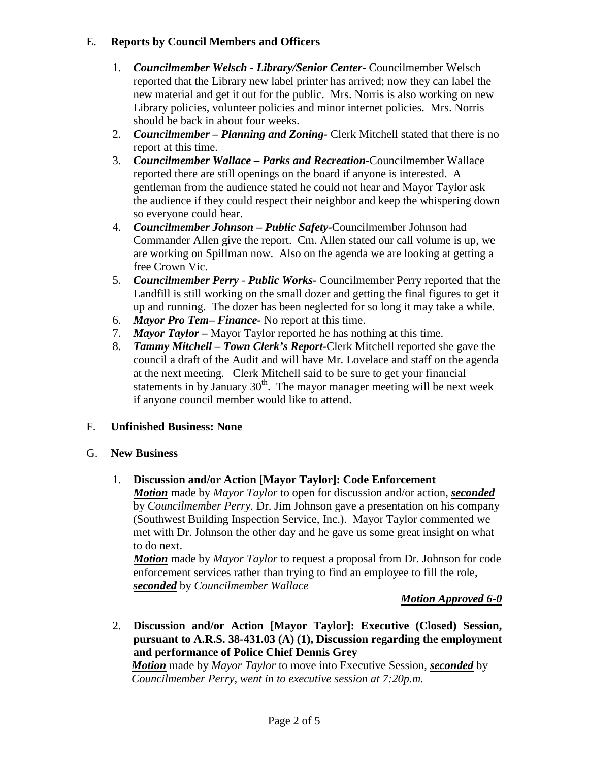## E. Reports by Council Members and Officers

1. ***Councilmember Welsch** - **Library/Senior Center***- Councilmember Welsch reported that the Library new label printer has arrived; now they can label the new material and get it out for the public. Mrs. Norris is also working on new Library policies, volunteer policies and minor internet policies. Mrs. Norris should be back in about four weeks.
2. ***Councilmember – Planning and Zoning***- Clerk Mitchell stated that there is no report at this time.
3. ***Councilmember Wallace – Parks and Recreation***-Councilmember Wallace reported there are still openings on the board if anyone is interested. A gentleman from the audience stated he could not hear and Mayor Taylor ask the audience if they could respect their neighbor and keep the whispering down so everyone could hear.
4. ***Councilmember Johnson – Public Safety***-Councilmember Johnson had Commander Allen give the report. Cm. Allen stated our call volume is up, we are working on Spillman now. Also on the agenda we are looking at getting a free Crown Vic.
5. ***Councilmember Perry** - **Public Works***- Councilmember Perry reported that the Landfill is still working on the small dozer and getting the final figures to get it up and running. The dozer has been neglected for so long it may take a while.
6. ***Mayor Pro Tem– Finance***- No report at this time.
7. ***Mayor Taylor –*** Mayor Taylor reported he has nothing at this time.
8. ***Tammy Mitchell – Town Clerk's Report***-Clerk Mitchell reported she gave the council a draft of the Audit and will have Mr. Lovelace and staff on the agenda at the next meeting. Clerk Mitchell said to be sure to get your financial statements in by January 30th. The mayor manager meeting will be next week if anyone council member would like to attend.

## F. Unfinished Business: None

## G. New Business

1. **Discussion and/or Action [Mayor Taylor]: Code Enforcement**
   ***Motion*** made by *Mayor Taylor* to open for discussion and/or action, ***seconded*** by *Councilmember Perry*. Dr. Jim Johnson gave a presentation on his company (Southwest Building Inspection Service, Inc.). Mayor Taylor commented we met with Dr. Johnson the other day and he gave us some great insight on what to do next.
   ***Motion*** made by *Mayor Taylor* to request a proposal from Dr. Johnson for code enforcement services rather than trying to find an employee to fill the role, ***seconded*** by *Councilmember Wallace*

   ***Motion Approved 6-0***

2. **Discussion and/or Action [Mayor Taylor]: Executive (Closed) Session, pursuant to A.R.S. 38-431.03 (A) (1), Discussion regarding the employment and performance of Police Chief Dennis Grey**
   ***Motion*** made by *Mayor Taylor* to move into Executive Session, ***seconded*** by *Councilmember Perry, went in to executive session at 7:20p.m.*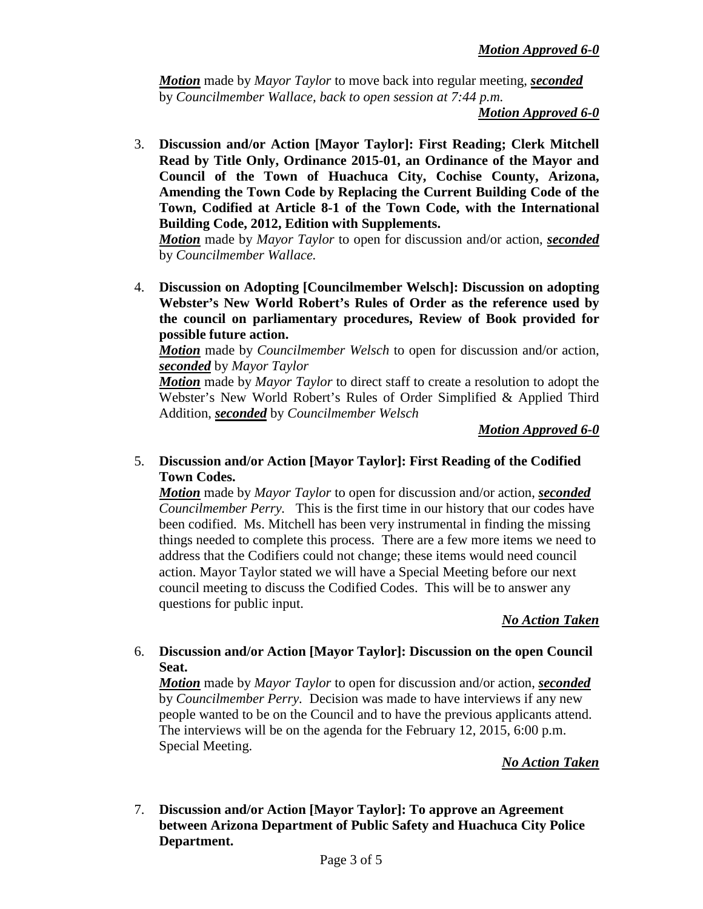***Motion Approved 6-0***

***Motion*** made by *Mayor Taylor* to move back into regular meeting, ***seconded*** by *Councilmember Wallace, back to open session at 7:44 p.m.*

***Motion Approved 6-0***

3. **Discussion and/or Action [Mayor Taylor]: First Reading; Clerk Mitchell Read by Title Only, Ordinance 2015-01, an Ordinance of the Mayor and Council of the Town of Huachuca City, Cochise County, Arizona, Amending the Town Code by Replacing the Current Building Code of the Town, Codified at Article 8-1 of the Town Code, with the International Building Code, 2012, Edition with Supplements.**
   ***Motion*** made by *Mayor Taylor* to open for discussion and/or action, ***seconded*** by *Councilmember Wallace.*

4. **Discussion on Adopting [Councilmember Welsch]: Discussion on adopting Webster's New World Robert's Rules of Order as the reference used by the council on parliamentary procedures, Review of Book provided for possible future action.**
   ***Motion*** made by *Councilmember Welsch* to open for discussion and/or action, ***seconded*** by *Mayor Taylor*
   ***Motion*** made by *Mayor Taylor* to direct staff to create a resolution to adopt the Webster's New World Robert's Rules of Order Simplified & Applied Third Addition, ***seconded*** by *Councilmember Welsch*

   ***Motion Approved 6-0***

5. **Discussion and/or Action [Mayor Taylor]: First Reading of the Codified Town Codes.**
   ***Motion*** made by *Mayor Taylor* to open for discussion and/or action, ***seconded*** *Councilmember Perry.* This is the first time in our history that our codes have been codified. Ms. Mitchell has been very instrumental in finding the missing things needed to complete this process. There are a few more items we need to address that the Codifiers could not change; these items would need council action. Mayor Taylor stated we will have a Special Meeting before our next council meeting to discuss the Codified Codes. This will be to answer any questions for public input.

   ***No Action Taken***

6. **Discussion and/or Action [Mayor Taylor]: Discussion on the open Council Seat.**
   ***Motion*** made by *Mayor Taylor* to open for discussion and/or action, ***seconded*** by *Councilmember Perry.* Decision was made to have interviews if any new people wanted to be on the Council and to have the previous applicants attend. The interviews will be on the agenda for the February 12, 2015, 6:00 p.m. Special Meeting.

   ***No Action Taken***

7. **Discussion and/or Action [Mayor Taylor]: To approve an Agreement between Arizona Department of Public Safety and Huachuca City Police Department.**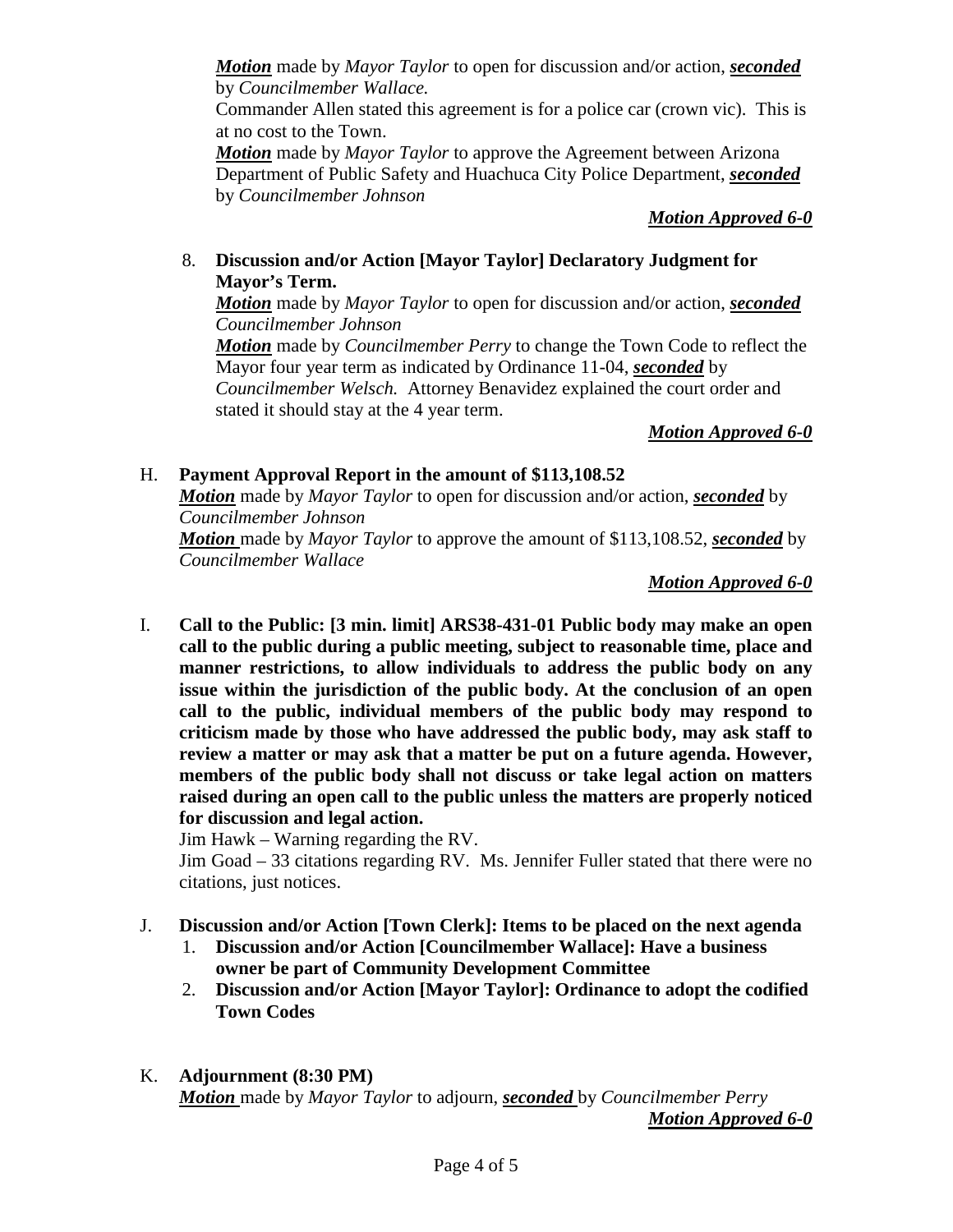***Motion*** made by *Mayor Taylor* to open for discussion and/or action, ***seconded*** by *Councilmember Wallace.*

Commander Allen stated this agreement is for a police car (crown vic). This is at no cost to the Town.

***Motion*** made by *Mayor Taylor* to approve the Agreement between Arizona Department of Public Safety and Huachuca City Police Department, ***seconded*** by *Councilmember Johnson*

***Motion Approved 6-0***

8. **Discussion and/or Action [Mayor Taylor] Declaratory Judgment for Mayor's Term.**

   ***Motion*** made by *Mayor Taylor* to open for discussion and/or action, ***seconded*** *Councilmember Johnson*

   ***Motion*** made by *Councilmember Perry* to change the Town Code to reflect the Mayor four year term as indicated by Ordinance 11-04, ***seconded*** by *Councilmember Welsch.* Attorney Benavidez explained the court order and stated it should stay at the 4 year term.

   ***Motion Approved 6-0***

H. **Payment Approval Report in the amount of $113,108.52**

***Motion*** made by *Mayor Taylor* to open for discussion and/or action, ***seconded*** by *Councilmember Johnson*

***Motion*** made by *Mayor Taylor* to approve the amount of $113,108.52, ***seconded*** by *Councilmember Wallace*

***Motion Approved 6-0***

I. **Call to the Public: [3 min. limit] ARS38-431-01 Public body may make an open call to the public during a public meeting, subject to reasonable time, place and manner restrictions, to allow individuals to address the public body on any issue within the jurisdiction of the public body. At the conclusion of an open call to the public, individual members of the public body may respond to criticism made by those who have addressed the public body, may ask staff to review a matter or may ask that a matter be put on a future agenda. However, members of the public body shall not discuss or take legal action on matters raised during an open call to the public unless the matters are properly noticed for discussion and legal action.**

Jim Hawk – Warning regarding the RV.

Jim Goad – 33 citations regarding RV. Ms. Jennifer Fuller stated that there were no citations, just notices.

J. **Discussion and/or Action [Town Clerk]: Items to be placed on the next agenda**
   1. **Discussion and/or Action [Councilmember Wallace]: Have a business owner be part of Community Development Committee**
   2. **Discussion and/or Action [Mayor Taylor]: Ordinance to adopt the codified Town Codes**

K. **Adjournment (8:30 PM)**

***Motion*** made by *Mayor Taylor* to adjourn, ***seconded*** by *Councilmember Perry*

***Motion Approved 6-0***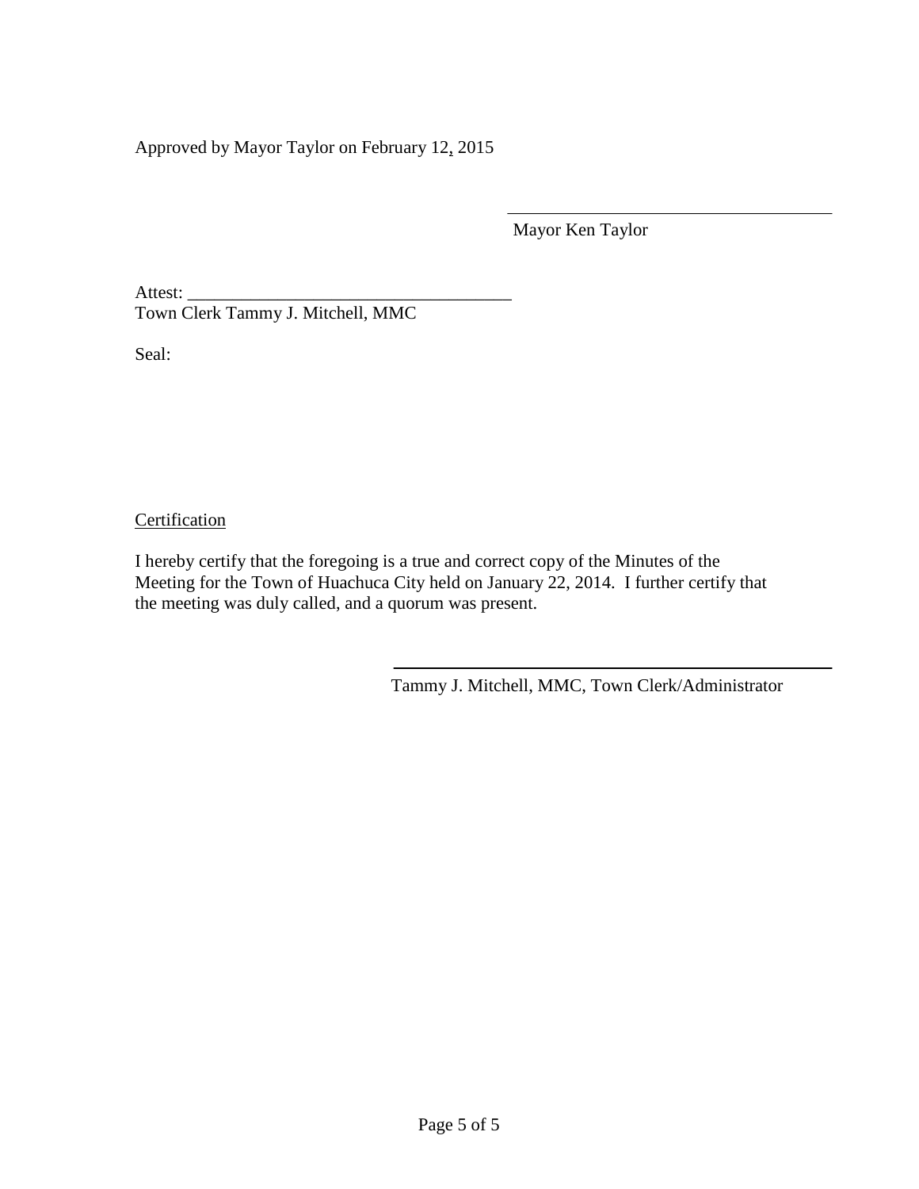Approved by Mayor Taylor on February 12, 2015

\_\_\_\_\_\_\_\_\_\_\_\_\_\_\_\_\_\_\_\_\_\_\_\_\_\_\_\_\_\_\_\_\_\_\_\_

Mayor Ken Taylor

Attest: \_\_\_\_\_\_\_\_\_\_\_\_\_\_\_\_\_\_\_\_\_\_\_\_\_\_\_\_\_\_\_\_\_\_\_\_

Town Clerk Tammy J. Mitchell, MMC

Seal:

Certification

I hereby certify that the foregoing is a true and correct copy of the Minutes of the Meeting for the Town of Huachuca City held on January 22, 2014. I further certify that the meeting was duly called, and a quorum was present.

\_\_\_\_\_\_\_\_\_\_\_\_\_\_\_\_\_\_\_\_\_\_\_\_\_\_\_\_\_\_\_\_\_\_\_\_\_\_\_\_\_\_\_\_

Tammy J. Mitchell, MMC, Town Clerk/Administrator